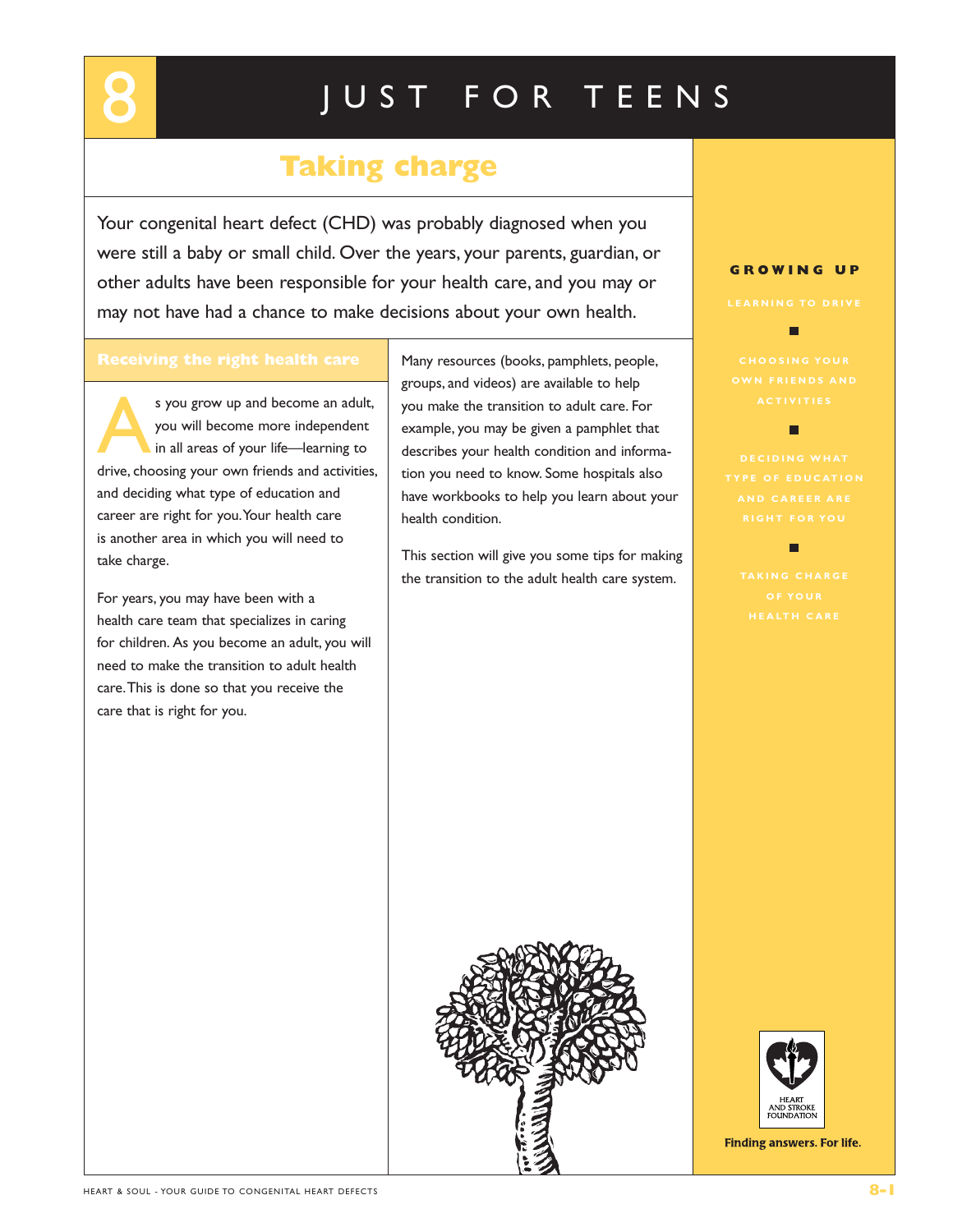# 8 JUST FOR TEENS

## Taking charge

Your congenital heart defect (CHD) was probably diagnosed when you were still a baby or small child. Over the years, your parents, guardian, or other adults have been responsible for your health care, and you may or may not have had a chance to make decisions about your own health.

### Receiving the right health care

As you grow up and become an adult, you will become more independent in all areas of your life—learning to drive, choosing your own friends and activities, and deciding what type of education and career are right for you. Your health care is another area in which you will need to take charge.

For years, you may have been with a health care team that specializes in caring for children. As you become an adult, you will need to make the transition to adult health care. This is done so that you receive the care that is right for you.

Many resources (books, pamphlets, people, groups, and videos) are available to help you make the transition to adult care. For example, you may be given a pamphlet that describes your health condition and information you need to know. Some hospitals also have workbooks to help you learn about your health condition.

This section will give you some tips for making the transition to the adult health care system.

**GROWING UP**

- LEARNING TO DRIVE
- CHOOSING YOUR OWN FRIENDS AND ACTIVITIES
- DECIDING WHAT TYPE OF EDUCATION AND CAREER ARE RIGHT FOR YOU
- TAKING CHARGE OF YOUR HEALTH CARE

HEART AND STROKE FOUNDATION

Finding answers. For life.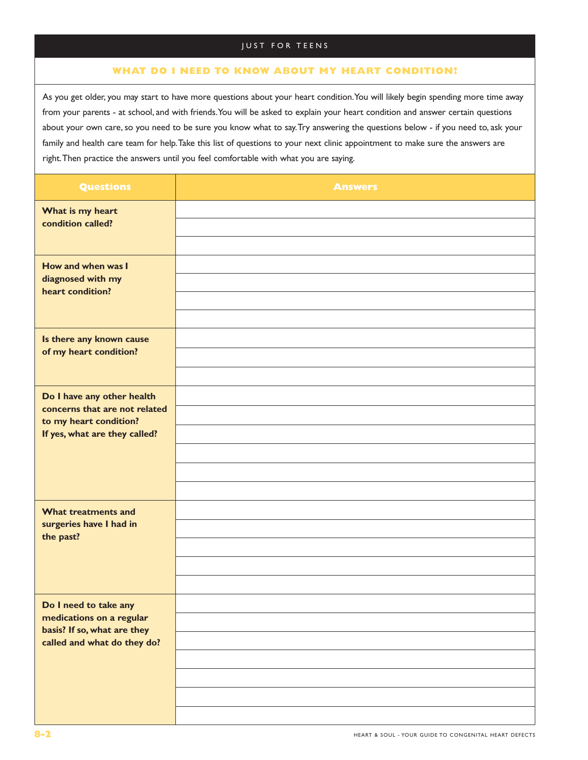JUST FOR TEENS

## WHAT DO I NEED TO KNOW ABOUT MY HEART CONDITION?

As you get older, you may start to have more questions about your heart condition. You will likely begin spending more time away from your parents - at school, and with friends. You will be asked to explain your heart condition and answer certain questions about your own care, so you need to be sure you know what to say. Try answering the questions below - if you need to, ask your family and health care team for help. Take this list of questions to your next clinic appointment to make sure the answers are right. Then practice the answers until you feel comfortable with what you are saying.

| Questions | Answers |
| --- | --- |
| **What is my heart condition called?** | |
| **How and when was I diagnosed with my heart condition?** | |
| **Is there any known cause of my heart condition?** | |
| **Do I have any other health concerns that are not related to my heart condition? If yes, what are they called?** | |
| **What treatments and surgeries have I had in the past?** | |
| **Do I need to take any medications on a regular basis? If so, what are they called and what do they do?** | |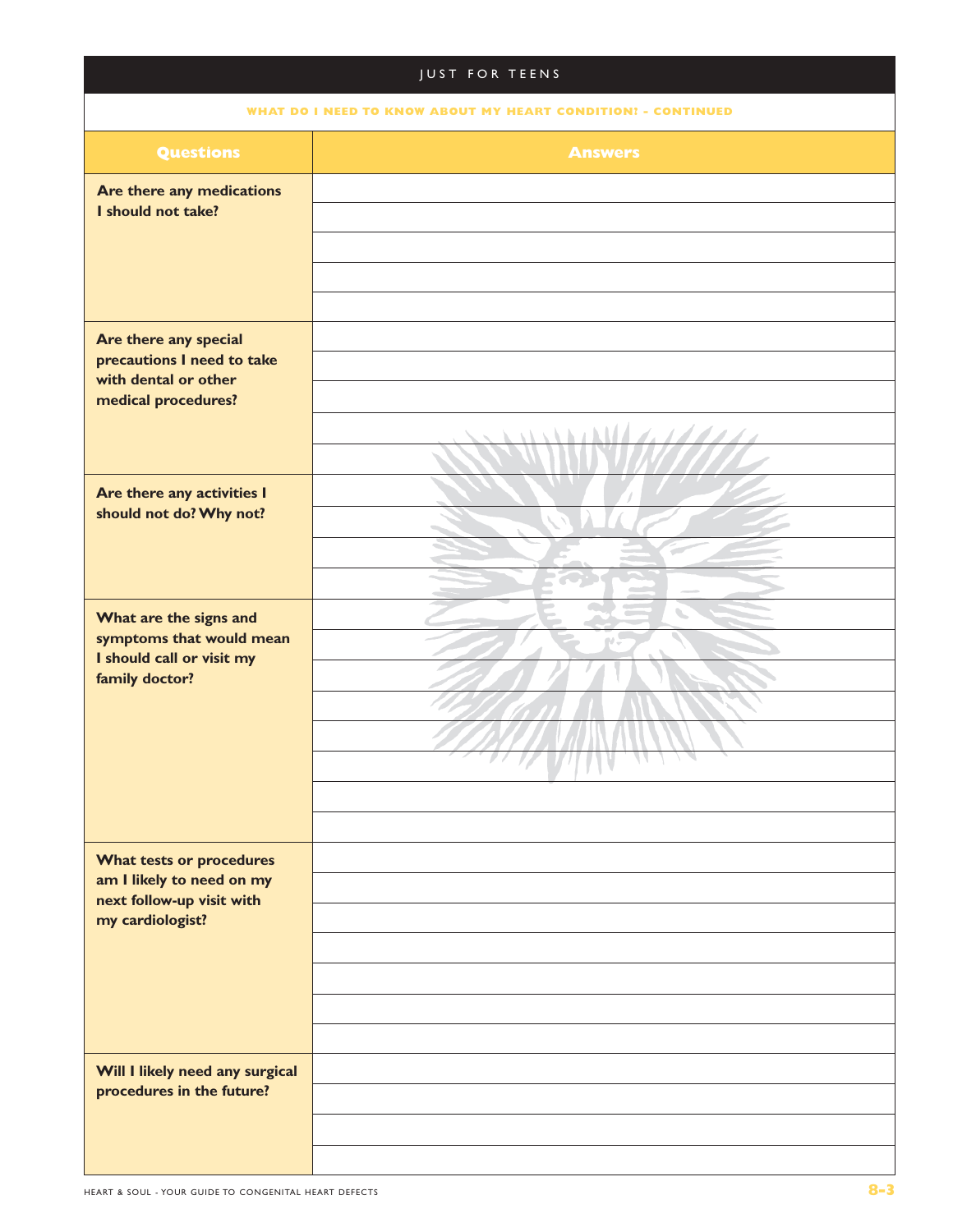## JUST FOR TEENS

### WHAT DO I NEED TO KNOW ABOUT MY HEART CONDITION? - CONTINUED

| Questions | Answers |
|---|---|
| Are there any medications I should not take? | |
| Are there any special precautions I need to take with dental or other medical procedures? | |
| Are there any activities I should not do? Why not? | |
| What are the signs and symptoms that would mean I should call or visit my family doctor? | |
| What tests or procedures am I likely to need on my next follow-up visit with my cardiologist? | |
| Will I likely need any surgical procedures in the future? | |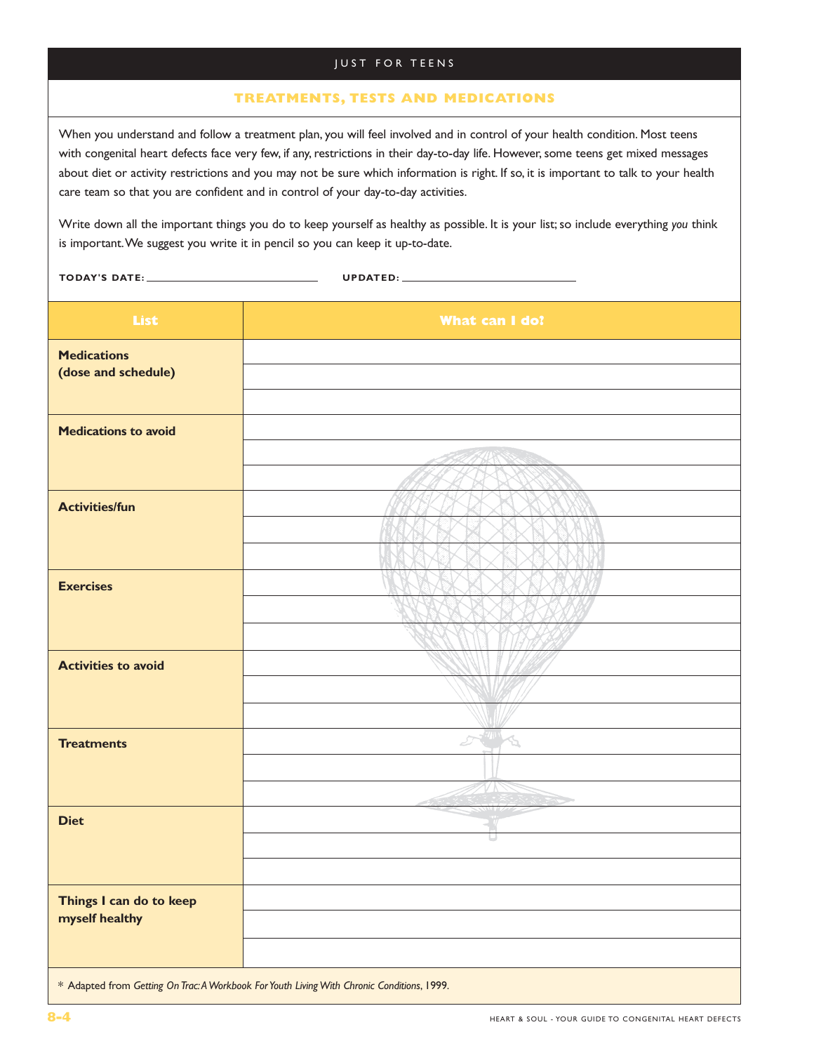JUST FOR TEENS

## TREATMENTS, TESTS AND MEDICATIONS

When you understand and follow a treatment plan, you will feel involved and in control of your health condition. Most teens with congenital heart defects face very few, if any, restrictions in their day-to-day life. However, some teens get mixed messages about diet or activity restrictions and you may not be sure which information is right. If so, it is important to talk to your health care team so that you are confident and in control of your day-to-day activities.

Write down all the important things you do to keep yourself as healthy as possible. It is your list; so include everything *you* think is important. We suggest you write it in pencil so you can keep it up-to-date.

**TODAY'S DATE:** ______________________ **UPDATED:** ______________________

| List | What can I do? |
|---|---|
| **Medications (dose and schedule)** | |
| | |
| | |
| **Medications to avoid** | |
| | |
| | |
| **Activities/fun** | |
| | |
| | |
| **Exercises** | |
| | |
| | |
| **Activities to avoid** | |
| | |
| | |
| **Treatments** | |
| | |
| | |
| **Diet** | |
| | |
| | |
| **Things I can do to keep myself healthy** | |
| | |
| | |

* Adapted from *Getting On Trac: A Workbook For Youth Living With Chronic Conditions*, 1999.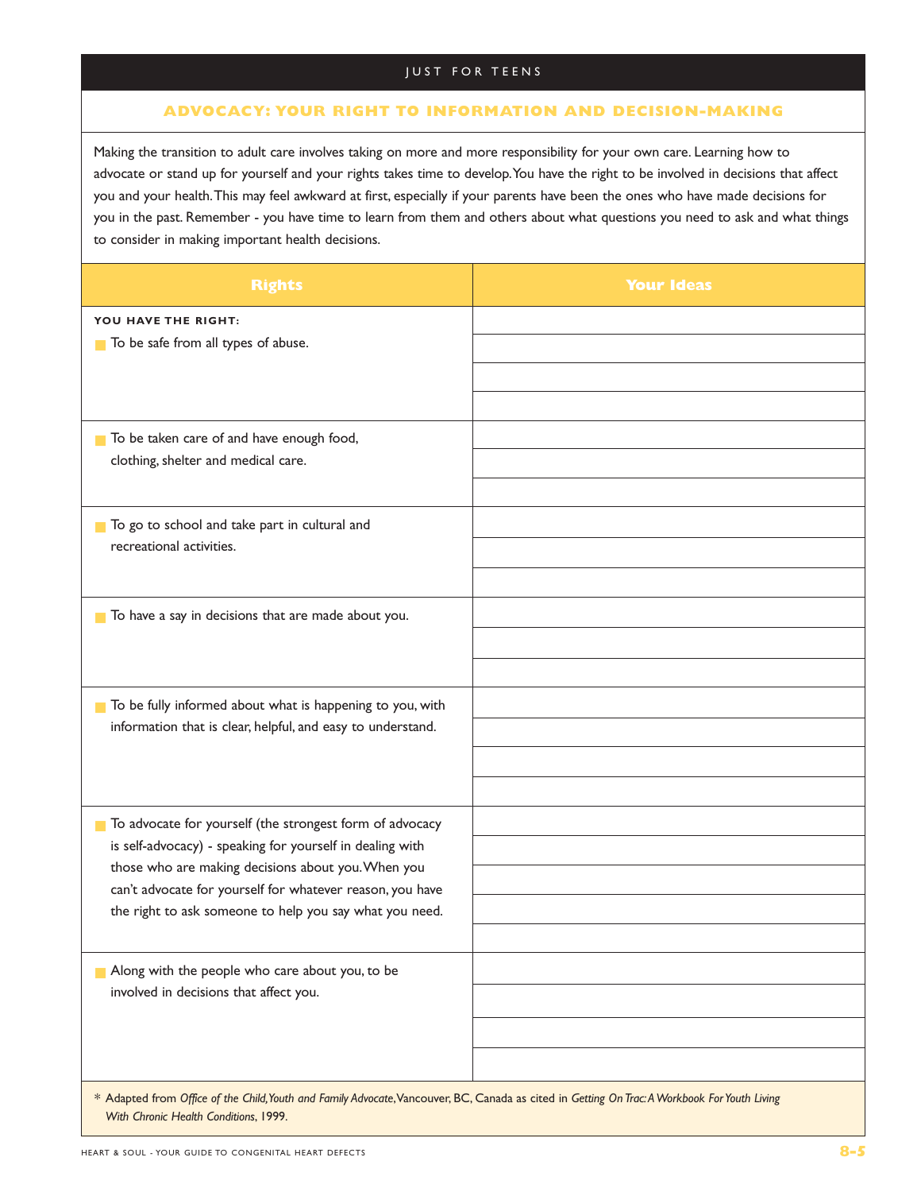JUST FOR TEENS

## ADVOCACY: YOUR RIGHT TO INFORMATION AND DECISION-MAKING

Making the transition to adult care involves taking on more and more responsibility for your own care. Learning how to advocate or stand up for yourself and your rights takes time to develop. You have the right to be involved in decisions that affect you and your health. This may feel awkward at first, especially if your parents have been the ones who have made decisions for you in the past. Remember - you have time to learn from them and others about what questions you need to ask and what things to consider in making important health decisions.

| Rights | Your Ideas |
|---|---|
| **YOU HAVE THE RIGHT:** | |
| To be safe from all types of abuse. | |
| To be taken care of and have enough food, clothing, shelter and medical care. | |
| To go to school and take part in cultural and recreational activities. | |
| To have a say in decisions that are made about you. | |
| To be fully informed about what is happening to you, with information that is clear, helpful, and easy to understand. | |
| To advocate for yourself (the strongest form of advocacy is self-advocacy) - speaking for yourself in dealing with those who are making decisions about you. When you can't advocate for yourself for whatever reason, you have the right to ask someone to help you say what you need. | |
| Along with the people who care about you, to be involved in decisions that affect you. | |

\* Adapted from *Office of the Child, Youth and Family Advocate*, Vancouver, BC, Canada as cited in *Getting On Trac: A Workbook For Youth Living With Chronic Health Conditions*, 1999.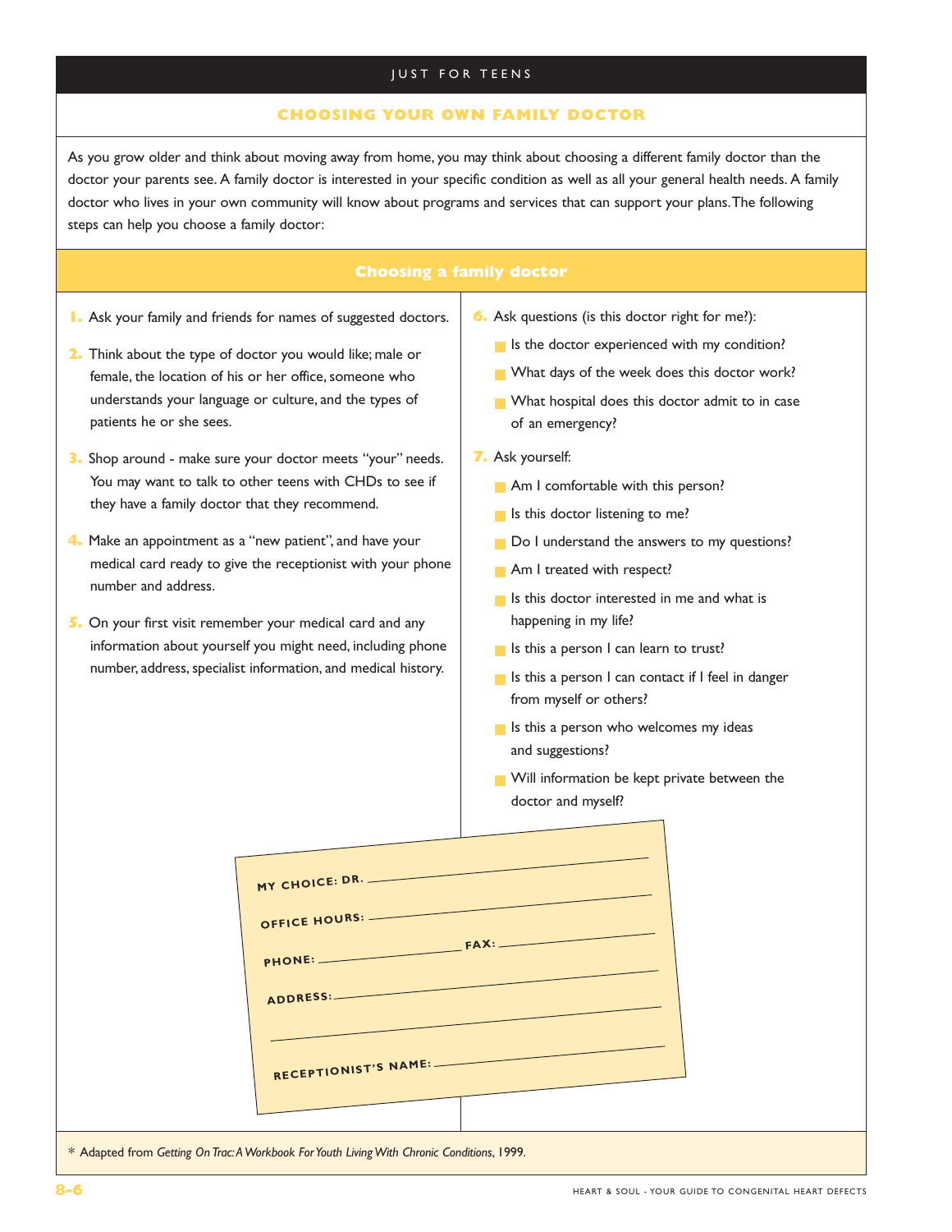JUST FOR TEENS

## CHOOSING YOUR OWN FAMILY DOCTOR

As you grow older and think about moving away from home, you may think about choosing a different family doctor than the doctor your parents see. A family doctor is interested in your specific condition as well as all your general health needs. A family doctor who lives in your own community will know about programs and services that can support your plans. The following steps can help you choose a family doctor:

### Choosing a family doctor

1. Ask your family and friends for names of suggested doctors.
2. Think about the type of doctor you would like; male or female, the location of his or her office, someone who understands your language or culture, and the types of patients he or she sees.
3. Shop around - make sure your doctor meets "your" needs. You may want to talk to other teens with CHDs to see if they have a family doctor that they recommend.
4. Make an appointment as a "new patient", and have your medical card ready to give the receptionist with your phone number and address.
5. On your first visit remember your medical card and any information about yourself you might need, including phone number, address, specialist information, and medical history.
6. Ask questions (is this doctor right for me?):
   - Is the doctor experienced with my condition?
   - What days of the week does this doctor work?
   - What hospital does this doctor admit to in case of an emergency?
7. Ask yourself:
   - Am I comfortable with this person?
   - Is this doctor listening to me?
   - Do I understand the answers to my questions?
   - Am I treated with respect?
   - Is this doctor interested in me and what is happening in my life?
   - Is this a person I can learn to trust?
   - Is this a person I can contact if I feel in danger from myself or others?
   - Is this a person who welcomes my ideas and suggestions?
   - Will information be kept private between the doctor and myself?

MY CHOICE: DR. ______________________________

OFFICE HOURS: ______________________________

PHONE: ____________________ FAX: ____________________

ADDRESS: ______________________________

______________________________

RECEPTIONIST'S NAME: ______________________________

\* Adapted from *Getting On Trac: A Workbook For Youth Living With Chronic Conditions*, 1999.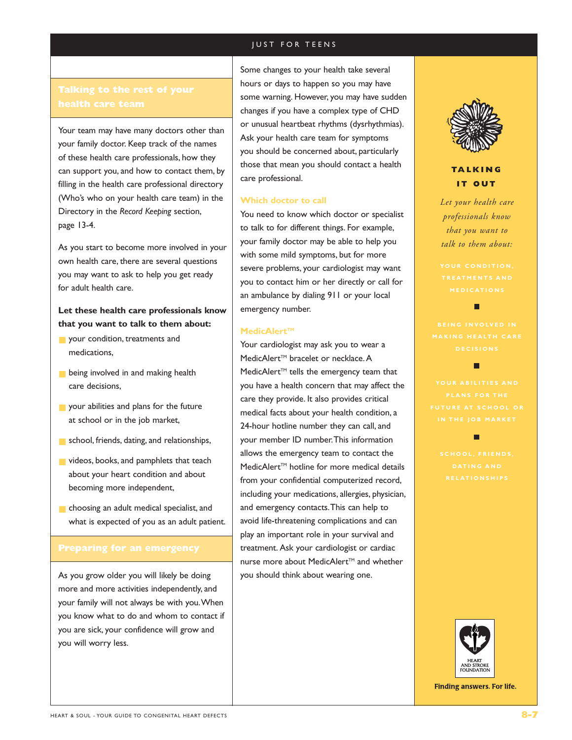## Talking to the rest of your health care team

Your team may have many doctors other than your family doctor. Keep track of the names of these health care professionals, how they can support you, and how to contact them, by filling in the health care professional directory (Who's who on your health care team) in the Directory in the *Record Keeping* section, page 13-4.

As you start to become more involved in your own health care, there are several questions you may want to ask to help you get ready for adult health care.

**Let these health care professionals know that you want to talk to them about:**

- your condition, treatments and medications,
- being involved in and making health care decisions,
- your abilities and plans for the future at school or in the job market,
- school, friends, dating, and relationships,
- videos, books, and pamphlets that teach about your heart condition and about becoming more independent,
- choosing an adult medical specialist, and what is expected of you as an adult patient.

## Preparing for an emergency

As you grow older you will likely be doing more and more activities independently, and your family will not always be with you. When you know what to do and whom to contact if you are sick, your confidence will grow and you will worry less.

Some changes to your health take several hours or days to happen so you may have some warning. However, you may have sudden changes if you have a complex type of CHD or unusual heartbeat rhythms (dysrhythmias). Ask your health care team for symptoms you should be concerned about, particularly those that mean you should contact a health care professional.

### Which doctor to call

You need to know which doctor or specialist to talk to for different things. For example, your family doctor may be able to help you with some mild symptoms, but for more severe problems, your cardiologist may want you to contact him or her directly or call for an ambulance by dialing 911 or your local emergency number.

### MedicAlert™

Your cardiologist may ask you to wear a MedicAlert™ bracelet or necklace. A MedicAlert™ tells the emergency team that you have a health concern that may affect the care they provide. It also provides critical medical facts about your health condition, a 24-hour hotline number they can call, and your member ID number. This information allows the emergency team to contact the MedicAlert™ hotline for more medical details from your confidential computerized record, including your medications, allergies, physician, and emergency contacts. This can help to avoid life-threatening complications and can play an important role in your survival and treatment. Ask your cardiologist or cardiac nurse more about MedicAlert™ and whether you should think about wearing one.

**TALKING IT OUT**

*Let your health care professionals know that you want to talk to them about:*

YOUR CONDITION, TREATMENTS AND MEDICATIONS

BEING INVOLVED IN MAKING HEALTH CARE DECISIONS

YOUR ABILITIES AND PLANS FOR THE FUTURE AT SCHOOL OR IN THE JOB MARKET

SCHOOL, FRIENDS, DATING AND RELATIONSHIPS

HEART AND STROKE FOUNDATION

**Finding answers. For life.**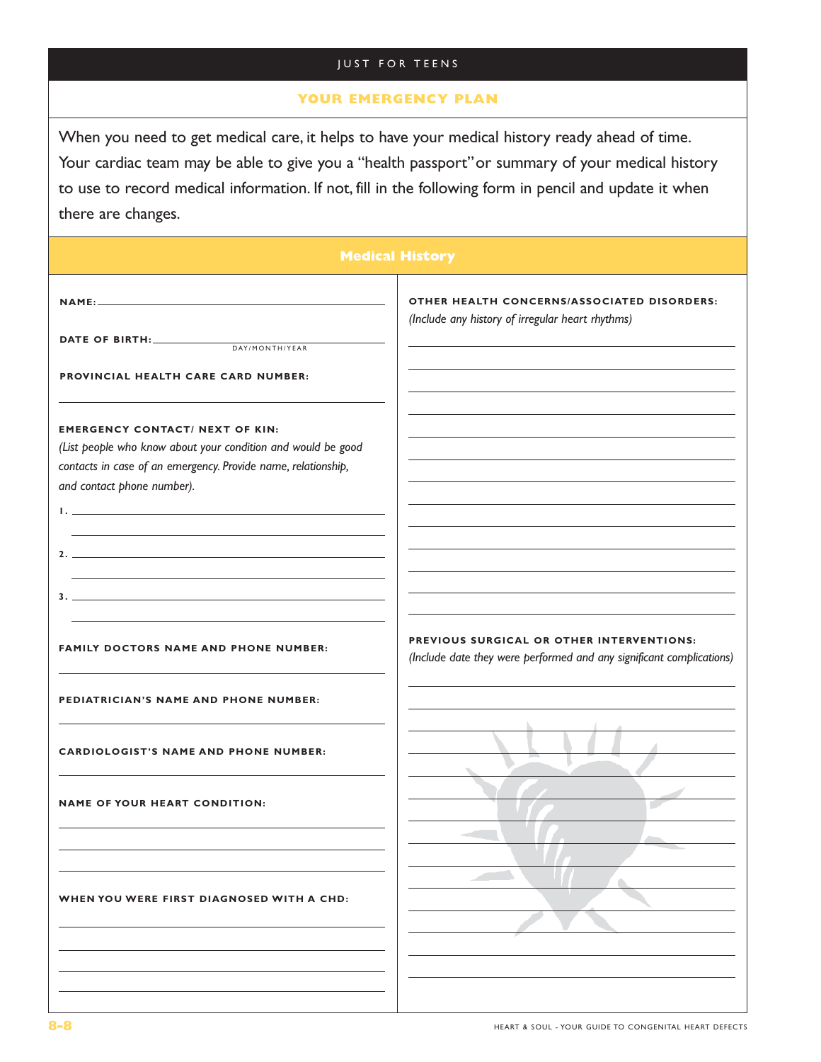JUST FOR TEENS

## YOUR EMERGENCY PLAN

When you need to get medical care, it helps to have your medical history ready ahead of time. Your cardiac team may be able to give you a "health passport" or summary of your medical history to use to record medical information. If not, fill in the following form in pencil and update it when there are changes.

### Medical History

**NAME:** ______________________________

**DATE OF BIRTH:** ______________________________
DAY/MONTH/YEAR

**PROVINCIAL HEALTH CARE CARD NUMBER:**

______________________________

**EMERGENCY CONTACT/ NEXT OF KIN:**
*(List people who know about your condition and would be good contacts in case of an emergency. Provide name, relationship, and contact phone number).*

1. ______________________________
______________________________

2. ______________________________
______________________________

3. ______________________________
______________________________

**FAMILY DOCTORS NAME AND PHONE NUMBER:**

______________________________

**PEDIATRICIAN'S NAME AND PHONE NUMBER:**

______________________________

**CARDIOLOGIST'S NAME AND PHONE NUMBER:**

______________________________

**NAME OF YOUR HEART CONDITION:**

______________________________
______________________________
______________________________

**WHEN YOU WERE FIRST DIAGNOSED WITH A CHD:**

______________________________
______________________________
______________________________
______________________________

**OTHER HEALTH CONCERNS/ASSOCIATED DISORDERS:**
*(Include any history of irregular heart rhythms)*

______________________________
______________________________
______________________________
______________________________
______________________________
______________________________
______________________________
______________________________
______________________________
______________________________
______________________________
______________________________
______________________________

**PREVIOUS SURGICAL OR OTHER INTERVENTIONS:**
*(Include date they were performed and any significant complications)*

______________________________
______________________________
______________________________
______________________________
______________________________
______________________________
______________________________
______________________________
______________________________
______________________________
______________________________
______________________________
______________________________
______________________________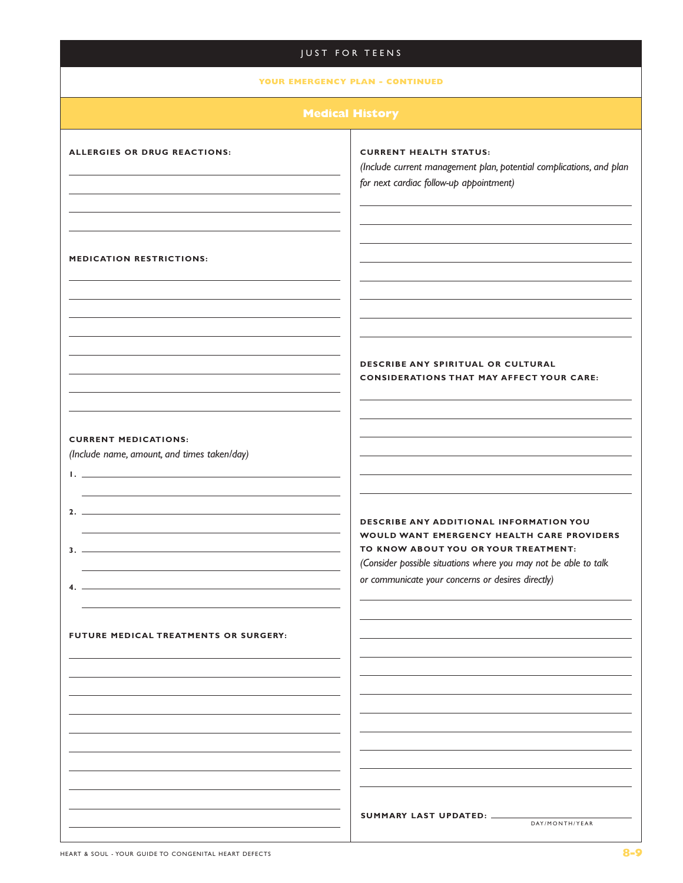JUST FOR TEENS

YOUR EMERGENCY PLAN - CONTINUED

## Medical History

**ALLERGIES OR DRUG REACTIONS:**

**MEDICATION RESTRICTIONS:**

**CURRENT MEDICATIONS:**
*(Include name, amount, and times taken/day)*

1. 
2. 
3. 
4. 

**FUTURE MEDICAL TREATMENTS OR SURGERY:**

**CURRENT HEALTH STATUS:**
*(Include current management plan, potential complications, and plan for next cardiac follow-up appointment)*

**DESCRIBE ANY SPIRITUAL OR CULTURAL CONSIDERATIONS THAT MAY AFFECT YOUR CARE:**

**DESCRIBE ANY ADDITIONAL INFORMATION YOU WOULD WANT EMERGENCY HEALTH CARE PROVIDERS TO KNOW ABOUT YOU OR YOUR TREATMENT:**
*(Consider possible situations where you may not be able to talk or communicate your concerns or desires directly)*

**SUMMARY LAST UPDATED:** ____________
DAY/MONTH/YEAR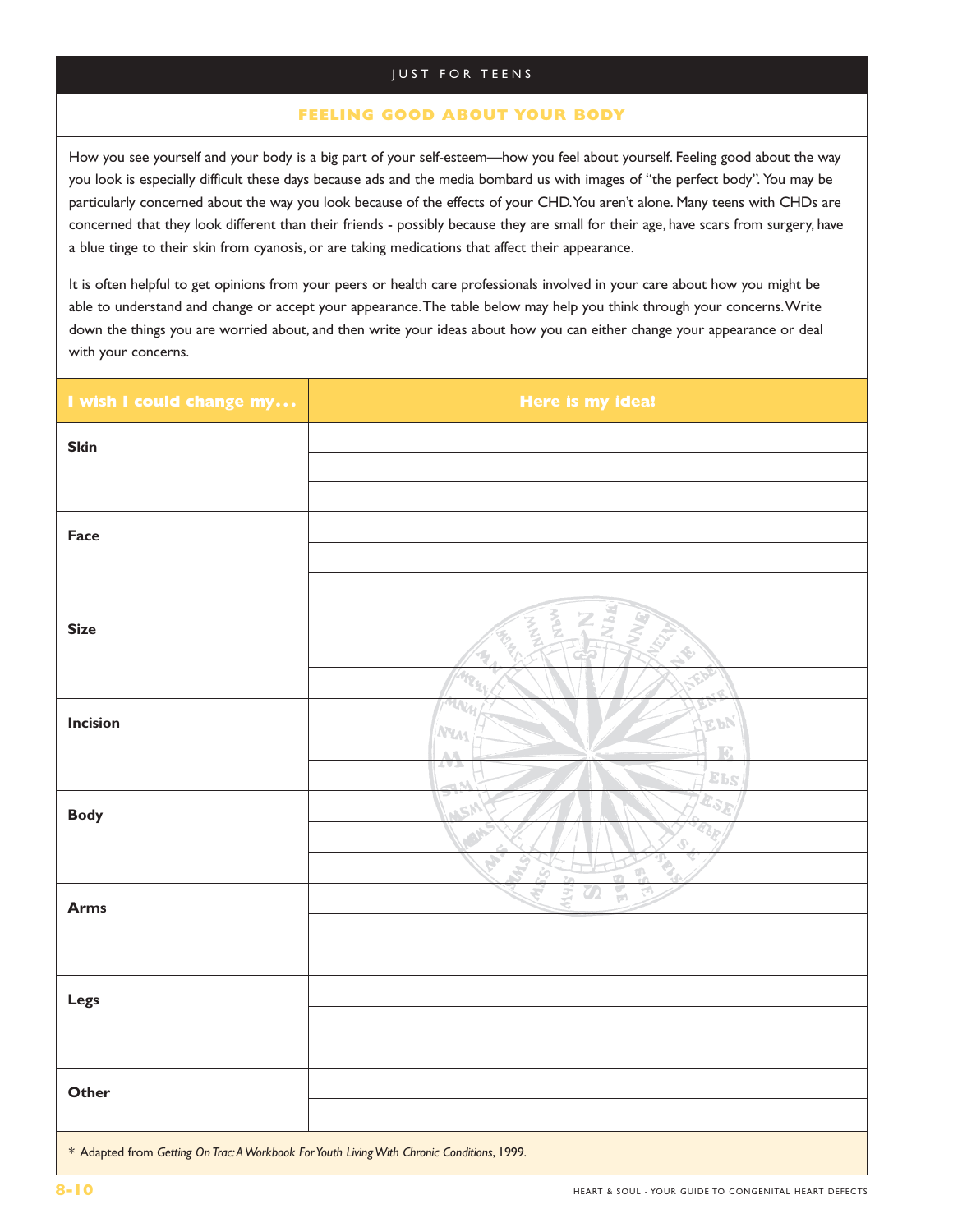## JUST FOR TEENS

### FEELING GOOD ABOUT YOUR BODY

How you see yourself and your body is a big part of your self-esteem—how you feel about yourself. Feeling good about the way you look is especially difficult these days because ads and the media bombard us with images of "the perfect body". You may be particularly concerned about the way you look because of the effects of your CHD. You aren't alone. Many teens with CHDs are concerned that they look different than their friends - possibly because they are small for their age, have scars from surgery, have a blue tinge to their skin from cyanosis, or are taking medications that affect their appearance.

It is often helpful to get opinions from your peers or health care professionals involved in your care about how you might be able to understand and change or accept your appearance. The table below may help you think through your concerns. Write down the things you are worried about, and then write your ideas about how you can either change your appearance or deal with your concerns.

| I wish I could change my... | Here is my idea! |
|---|---|
| **Skin** | |
| **Face** | |
| **Size** | |
| **Incision** | |
| **Body** | |
| **Arms** | |
| **Legs** | |
| **Other** | |

* Adapted from *Getting On Trac: A Workbook For Youth Living With Chronic Conditions*, 1999.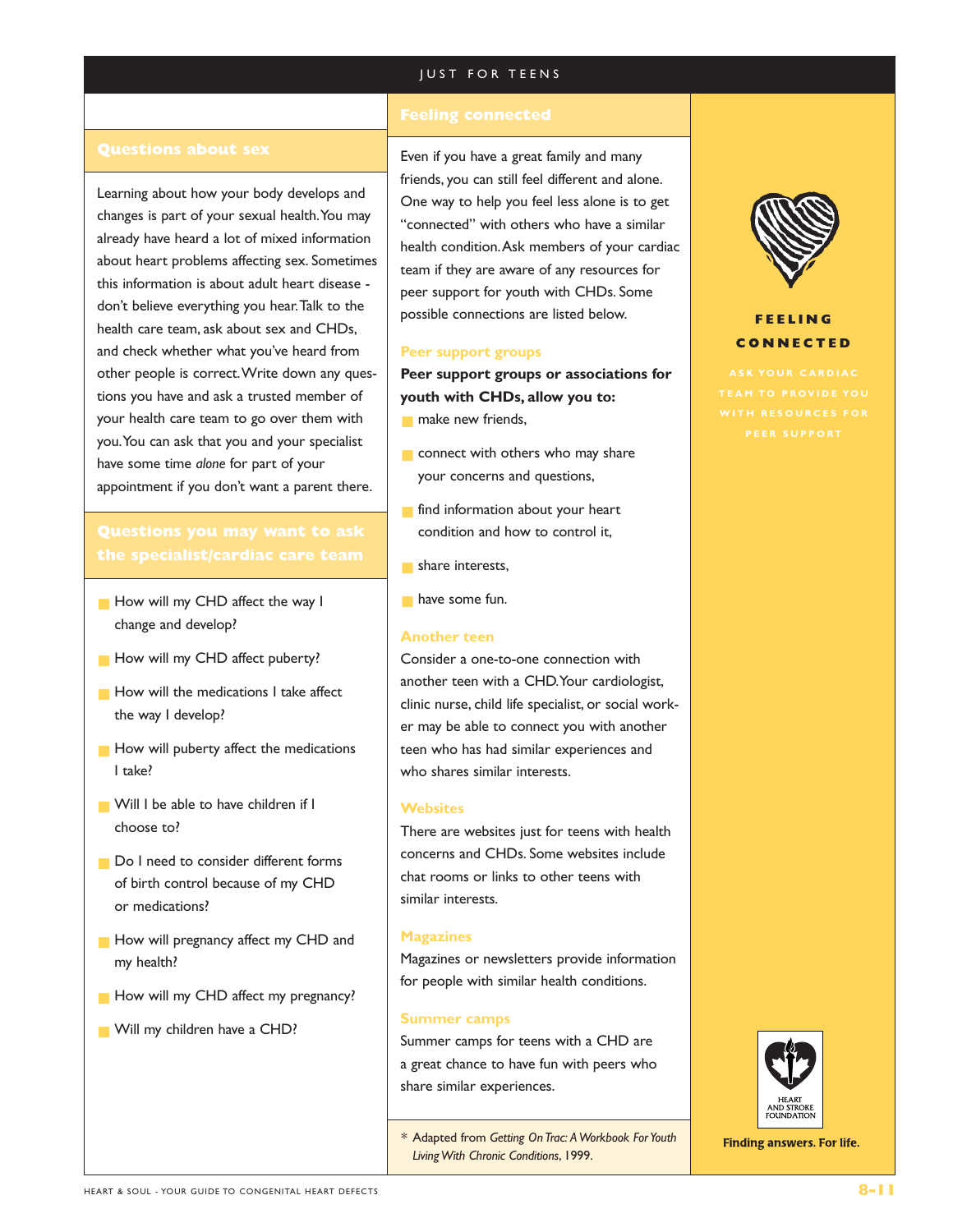## Questions about sex

Learning about how your body develops and changes is part of your sexual health. You may already have heard a lot of mixed information about heart problems affecting sex. Sometimes this information is about adult heart disease - don't believe everything you hear. Talk to the health care team, ask about sex and CHDs, and check whether what you've heard from other people is correct. Write down any questions you have and ask a trusted member of your health care team to go over them with you. You can ask that you and your specialist have some time *alone* for part of your appointment if you don't want a parent there.

## Questions you may want to ask the specialist/cardiac care team

- How will my CHD affect the way I change and develop?
- How will my CHD affect puberty?
- How will the medications I take affect the way I develop?
- How will puberty affect the medications I take?
- Will I be able to have children if I choose to?
- Do I need to consider different forms of birth control because of my CHD or medications?
- How will pregnancy affect my CHD and my health?
- How will my CHD affect my pregnancy?
- Will my children have a CHD?

## Feeling connected

Even if you have a great family and many friends, you can still feel different and alone. One way to help you feel less alone is to get "connected" with others who have a similar health condition. Ask members of your cardiac team if they are aware of any resources for peer support for youth with CHDs. Some possible connections are listed below.

### Peer support groups

**Peer support groups or associations for youth with CHDs, allow you to:**

- make new friends,
- connect with others who may share your concerns and questions,
- find information about your heart condition and how to control it,
- share interests,
- have some fun.

### Another teen

Consider a one-to-one connection with another teen with a CHD. Your cardiologist, clinic nurse, child life specialist, or social worker may be able to connect you with another teen who has had similar experiences and who shares similar interests.

### Websites

There are websites just for teens with health concerns and CHDs. Some websites include chat rooms or links to other teens with similar interests.

### Magazines

Magazines or newsletters provide information for people with similar health conditions.

### Summer camps

Summer camps for teens with a CHD are a great chance to have fun with peers who share similar experiences.

\* Adapted from *Getting On Trac: A Workbook For Youth Living With Chronic Conditions*, 1999.

**FEELING CONNECTED**

ASK YOUR CARDIAC TEAM TO PROVIDE YOU WITH RESOURCES FOR PEER SUPPORT

HEART AND STROKE FOUNDATION

**Finding answers. For life.**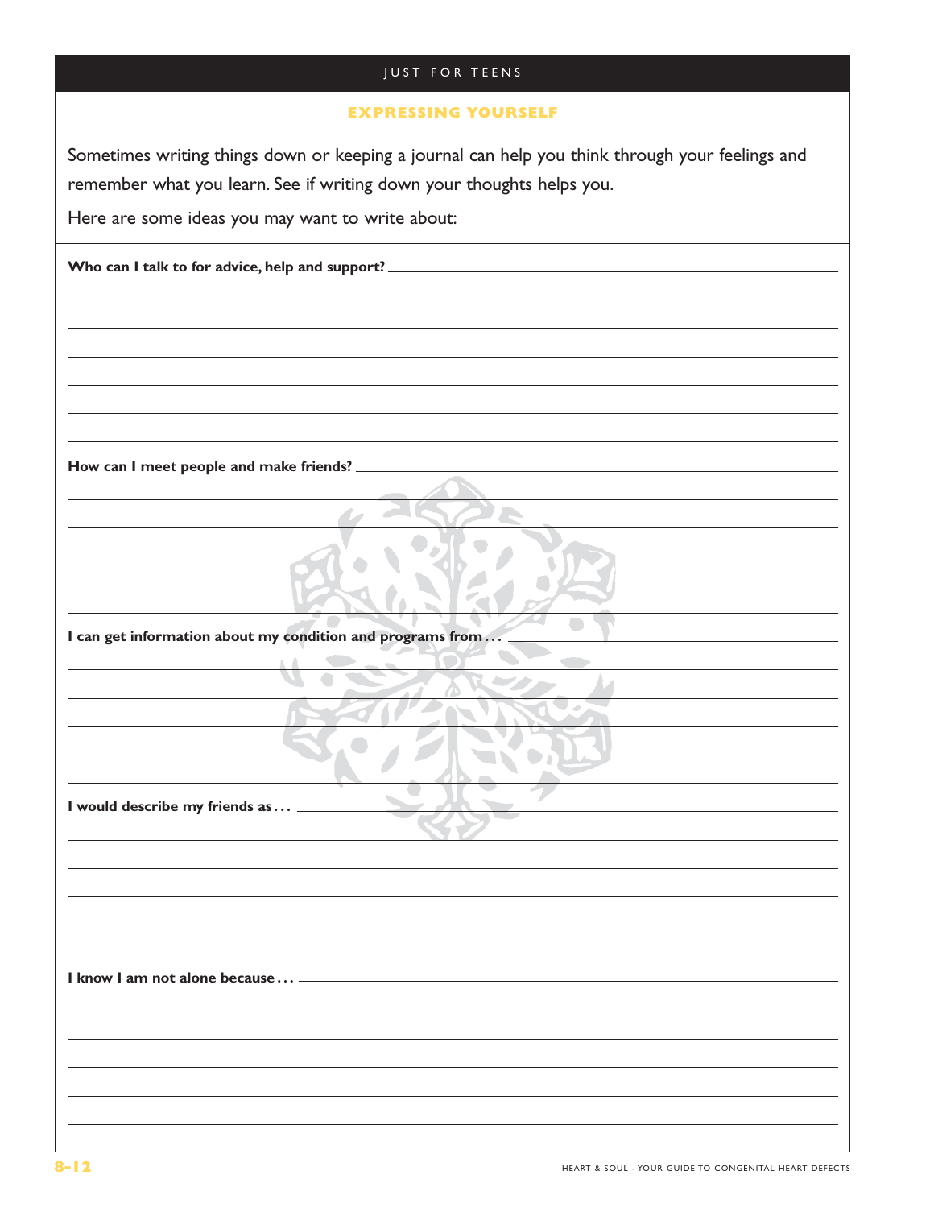JUST FOR TEENS

## EXPRESSING YOURSELF

Sometimes writing things down or keeping a journal can help you think through your feelings and remember what you learn. See if writing down your thoughts helps you.

Here are some ideas you may want to write about:

**Who can I talk to for advice, help and support?**

**How can I meet people and make friends?**

**I can get information about my condition and programs from . . .**

**I would describe my friends as . . .**

**I know I am not alone because . . .**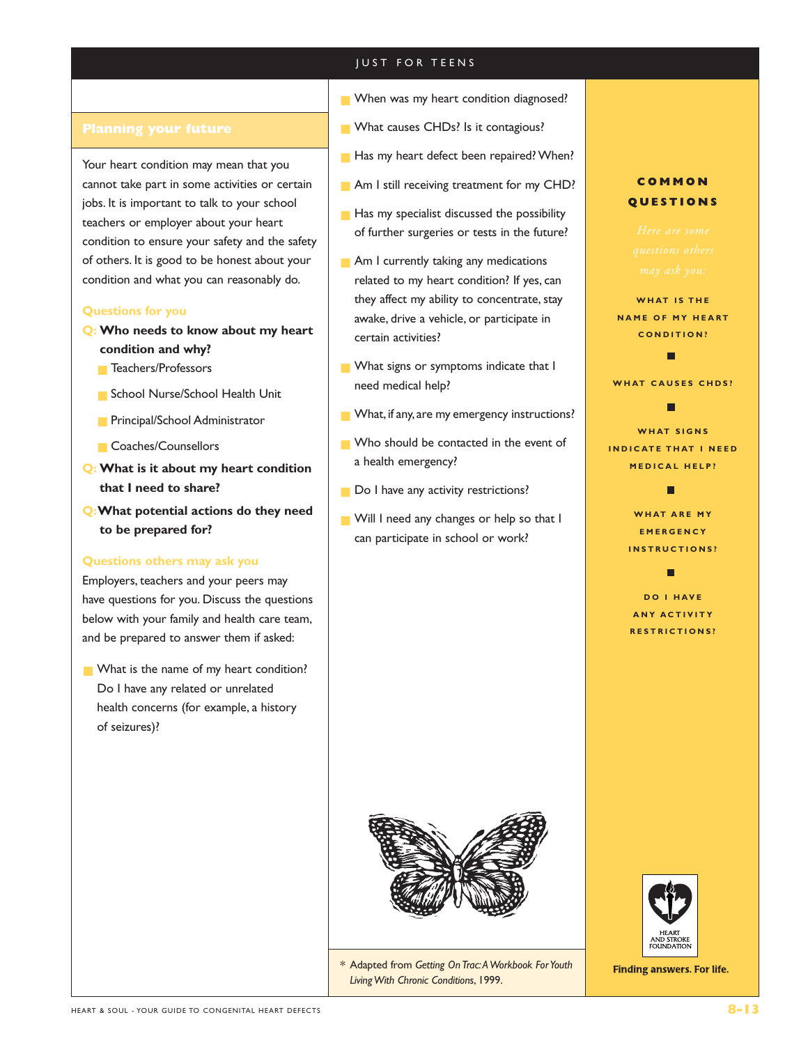## Planning your future

Your heart condition may mean that you cannot take part in some activities or certain jobs. It is important to talk to your school teachers or employer about your heart condition to ensure your safety and the safety of others. It is good to be honest about your condition and what you can reasonably do.

### Questions for you

**Q: Who needs to know about my heart condition and why?**

- Teachers/Professors
- School Nurse/School Health Unit
- Principal/School Administrator
- Coaches/Counsellors

**Q: What is it about my heart condition that I need to share?**

**Q: What potential actions do they need to be prepared for?**

### Questions others may ask you

Employers, teachers and your peers may have questions for you. Discuss the questions below with your family and health care team, and be prepared to answer them if asked:

- What is the name of my heart condition? Do I have any related or unrelated health concerns (for example, a history of seizures)?
- When was my heart condition diagnosed?
- What causes CHDs? Is it contagious?
- Has my heart defect been repaired? When?
- Am I still receiving treatment for my CHD?
- Has my specialist discussed the possibility of further surgeries or tests in the future?
- Am I currently taking any medications related to my heart condition? If yes, can they affect my ability to concentrate, stay awake, drive a vehicle, or participate in certain activities?
- What signs or symptoms indicate that I need medical help?
- What, if any, are my emergency instructions?
- Who should be contacted in the event of a health emergency?
- Do I have any activity restrictions?
- Will I need any changes or help so that I can participate in school or work?

\* Adapted from *Getting On Trac: A Workbook For Youth Living With Chronic Conditions*, 1999.

### COMMON QUESTIONS

*Here are some questions others may ask you:*

WHAT IS THE NAME OF MY HEART CONDITION?

WHAT CAUSES CHDS?

WHAT SIGNS INDICATE THAT I NEED MEDICAL HELP?

WHAT ARE MY EMERGENCY INSTRUCTIONS?

DO I HAVE ANY ACTIVITY RESTRICTIONS?

HEART AND STROKE FOUNDATION

**Finding answers. For life.**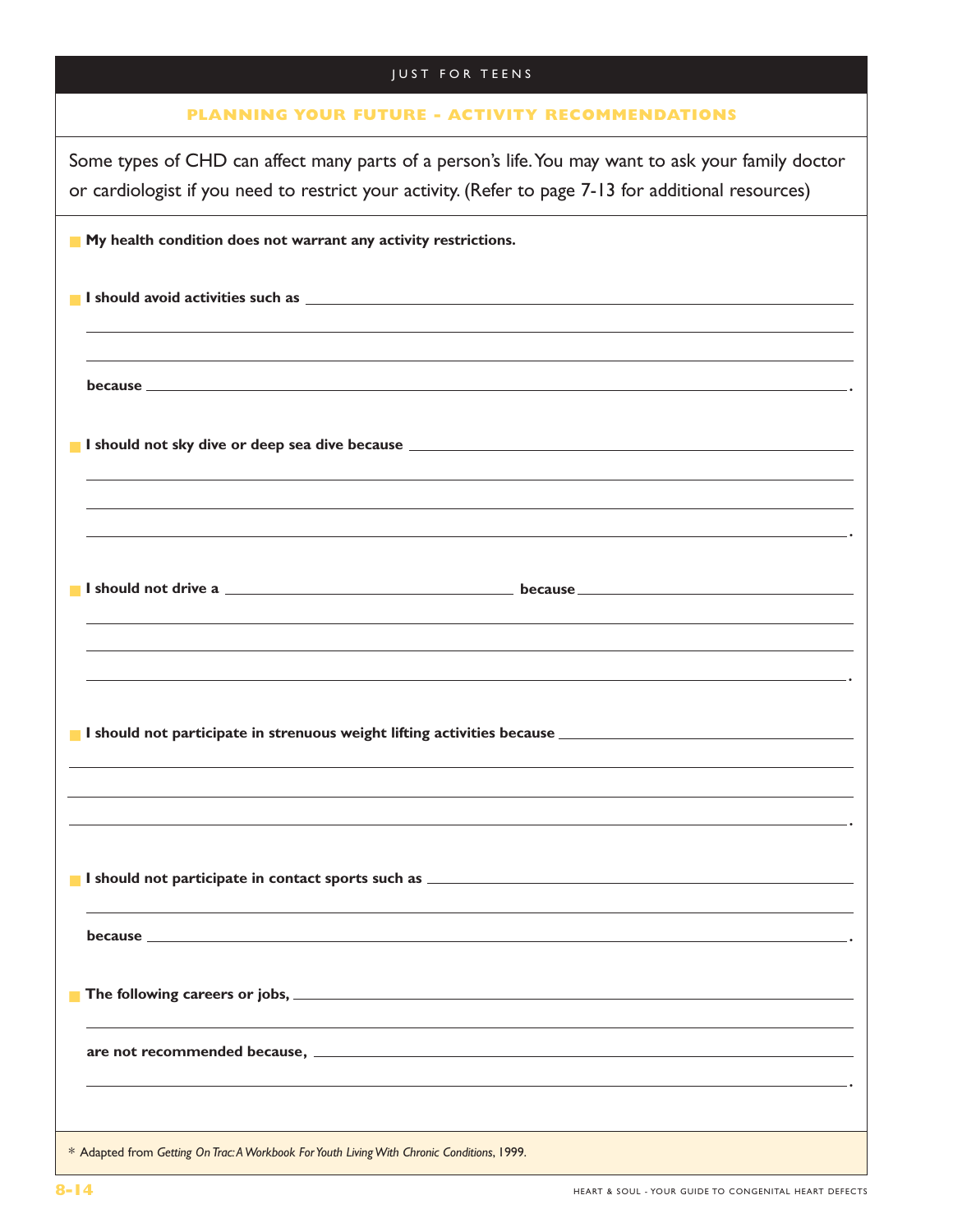JUST FOR TEENS

## PLANNING YOUR FUTURE - ACTIVITY RECOMMENDATIONS

Some types of CHD can affect many parts of a person's life. You may want to ask your family doctor or cardiologist if you need to restrict your activity. (Refer to page 7-13 for additional resources)

- **My health condition does not warrant any activity restrictions.**

- **I should avoid activities such as** ______________________________________________
______________________________________________
______________________________________________
**because** ______________________________________________.

- **I should not sky dive or deep sea dive because** ______________________________________________
______________________________________________
______________________________________________
______________________________________________.

- **I should not drive a** ____________________ **because** ____________________
______________________________________________
______________________________________________
______________________________________________.

- **I should not participate in strenuous weight lifting activities because** ____________________
______________________________________________
______________________________________________
______________________________________________.

- **I should not participate in contact sports such as** ______________________________________________
______________________________________________
**because** ______________________________________________.

- **The following careers or jobs,** ______________________________________________
______________________________________________
**are not recommended because,** ______________________________________________
______________________________________________.

\* Adapted from *Getting On Trac: A Workbook For Youth Living With Chronic Conditions*, 1999.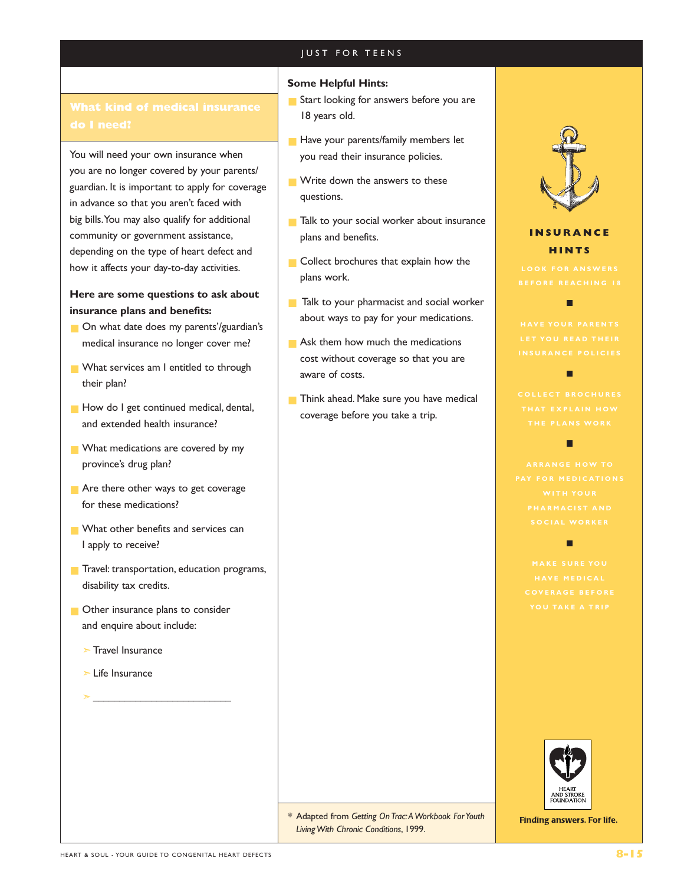## What kind of medical insurance do I need?

You will need your own insurance when you are no longer covered by your parents/guardian. It is important to apply for coverage in advance so that you aren't faced with big bills. You may also qualify for additional community or government assistance, depending on the type of heart defect and how it affects your day-to-day activities.

**Here are some questions to ask about insurance plans and benefits:**

- On what date does my parents'/guardian's medical insurance no longer cover me?
- What services am I entitled to through their plan?
- How do I get continued medical, dental, and extended health insurance?
- What medications are covered by my province's drug plan?
- Are there other ways to get coverage for these medications?
- What other benefits and services can I apply to receive?
- Travel: transportation, education programs, disability tax credits.
- Other insurance plans to consider and enquire about include:
  - Travel Insurance
  - Life Insurance
  - ___________________________

**Some Helpful Hints:**

- Start looking for answers before you are 18 years old.
- Have your parents/family members let you read their insurance policies.
- Write down the answers to these questions.
- Talk to your social worker about insurance plans and benefits.
- Collect brochures that explain how the plans work.
- Talk to your pharmacist and social worker about ways to pay for your medications.
- Ask them how much the medications cost without coverage so that you are aware of costs.
- Think ahead. Make sure you have medical coverage before you take a trip.

\* Adapted from *Getting On Trac: A Workbook For Youth Living With Chronic Conditions*, 1999.

### INSURANCE HINTS

LOOK FOR ANSWERS BEFORE REACHING 18

HAVE YOUR PARENTS LET YOU READ THEIR INSURANCE POLICIES

COLLECT BROCHURES THAT EXPLAIN HOW THE PLANS WORK

ARRANGE HOW TO PAY FOR MEDICATIONS WITH YOUR PHARMACIST AND SOCIAL WORKER

MAKE SURE YOU HAVE MEDICAL COVERAGE BEFORE YOU TAKE A TRIP

HEART AND STROKE FOUNDATION

**Finding answers. For life.**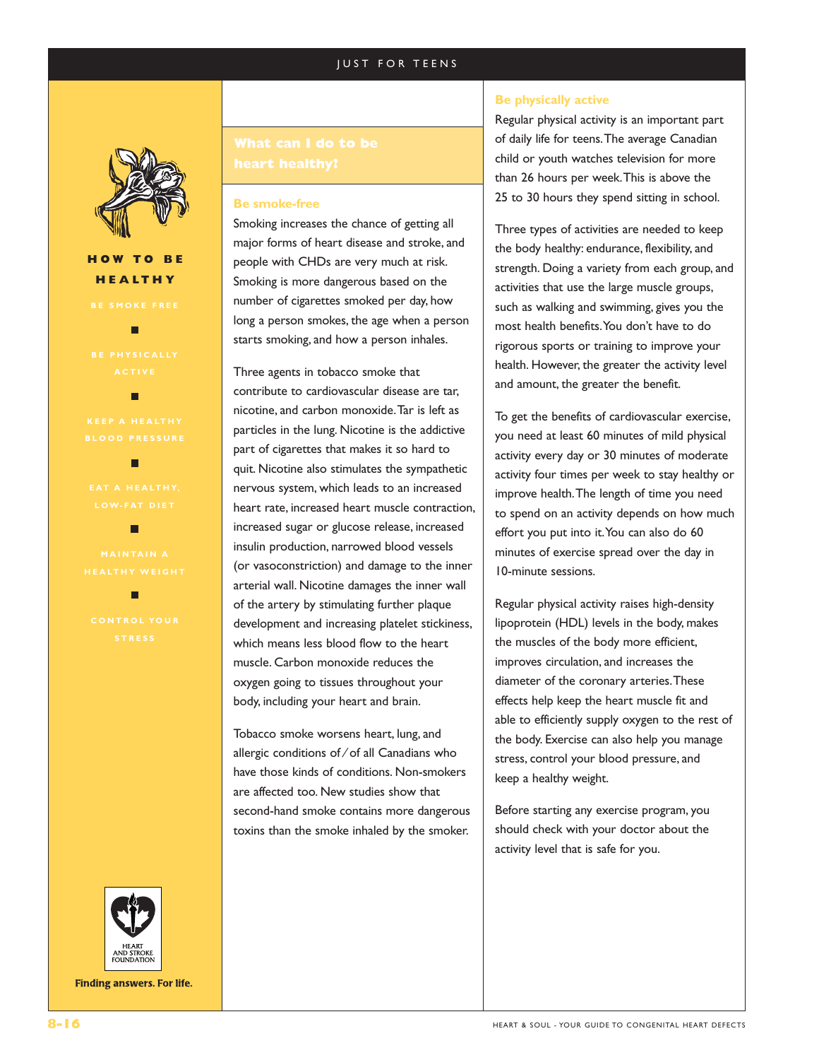## HOW TO BE HEALTHY

BE SMOKE FREE

BE PHYSICALLY ACTIVE

KEEP A HEALTHY BLOOD PRESSURE

EAT A HEALTHY, LOW-FAT DIET

MAINTAIN A HEALTHY WEIGHT

CONTROL YOUR STRESS

Finding answers. For life.

## What can I do to be heart healthy?

### Be smoke-free

Smoking increases the chance of getting all major forms of heart disease and stroke, and people with CHDs are very much at risk. Smoking is more dangerous based on the number of cigarettes smoked per day, how long a person smokes, the age when a person starts smoking, and how a person inhales.

Three agents in tobacco smoke that contribute to cardiovascular disease are tar, nicotine, and carbon monoxide. Tar is left as particles in the lung. Nicotine is the addictive part of cigarettes that makes it so hard to quit. Nicotine also stimulates the sympathetic nervous system, which leads to an increased heart rate, increased heart muscle contraction, increased sugar or glucose release, increased insulin production, narrowed blood vessels (or vasoconstriction) and damage to the inner arterial wall. Nicotine damages the inner wall of the artery by stimulating further plaque development and increasing platelet stickiness, which means less blood flow to the heart muscle. Carbon monoxide reduces the oxygen going to tissues throughout your body, including your heart and brain.

Tobacco smoke worsens heart, lung, and allergic conditions of / of all Canadians who have those kinds of conditions. Non-smokers are affected too. New studies show that second-hand smoke contains more dangerous toxins than the smoke inhaled by the smoker.

### Be physically active

Regular physical activity is an important part of daily life for teens. The average Canadian child or youth watches television for more than 26 hours per week. This is above the 25 to 30 hours they spend sitting in school.

Three types of activities are needed to keep the body healthy: endurance, flexibility, and strength. Doing a variety from each group, and activities that use the large muscle groups, such as walking and swimming, gives you the most health benefits. You don't have to do rigorous sports or training to improve your health. However, the greater the activity level and amount, the greater the benefit.

To get the benefits of cardiovascular exercise, you need at least 60 minutes of mild physical activity every day or 30 minutes of moderate activity four times per week to stay healthy or improve health. The length of time you need to spend on an activity depends on how much effort you put into it. You can also do 60 minutes of exercise spread over the day in 10-minute sessions.

Regular physical activity raises high-density lipoprotein (HDL) levels in the body, makes the muscles of the body more efficient, improves circulation, and increases the diameter of the coronary arteries. These effects help keep the heart muscle fit and able to efficiently supply oxygen to the rest of the body. Exercise can also help you manage stress, control your blood pressure, and keep a healthy weight.

Before starting any exercise program, you should check with your doctor about the activity level that is safe for you.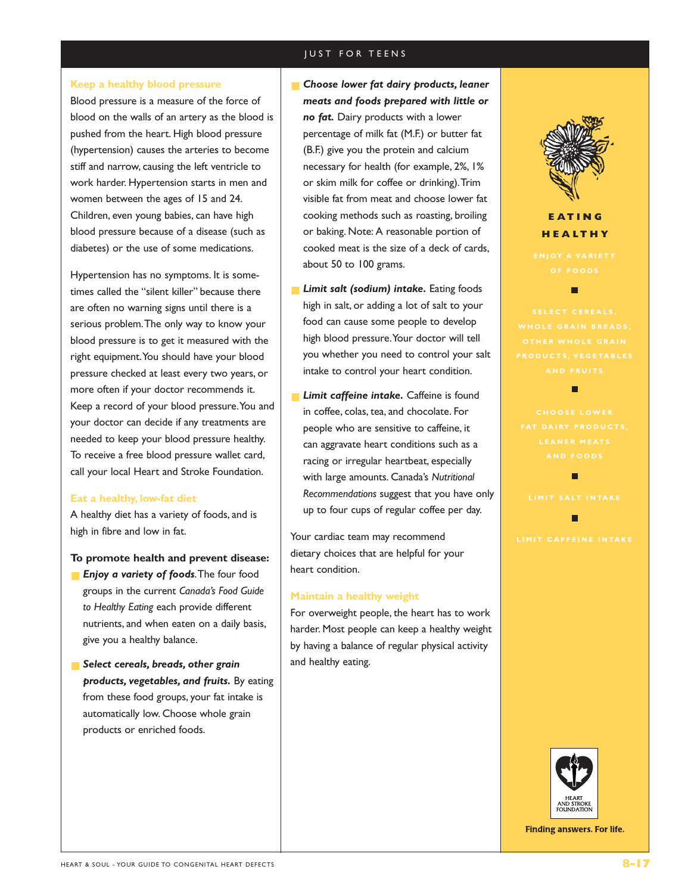## Keep a healthy blood pressure

Blood pressure is a measure of the force of blood on the walls of an artery as the blood is pushed from the heart. High blood pressure (hypertension) causes the arteries to become stiff and narrow, causing the left ventricle to work harder. Hypertension starts in men and women between the ages of 15 and 24. Children, even young babies, can have high blood pressure because of a disease (such as diabetes) or the use of some medications.

Hypertension has no symptoms. It is sometimes called the "silent killer" because there are often no warning signs until there is a serious problem. The only way to know your blood pressure is to get it measured with the right equipment. You should have your blood pressure checked at least every two years, or more often if your doctor recommends it. Keep a record of your blood pressure. You and your doctor can decide if any treatments are needed to keep your blood pressure healthy. To receive a free blood pressure wallet card, call your local Heart and Stroke Foundation.

## Eat a healthy, low-fat diet

A healthy diet has a variety of foods, and is high in fibre and low in fat.

**To promote health and prevent disease:**

- ***Enjoy a variety of foods.*** The four food groups in the current *Canada's Food Guide to Healthy Eating* each provide different nutrients, and when eaten on a daily basis, give you a healthy balance.

- ***Select cereals, breads, other grain products, vegetables, and fruits.*** By eating from these food groups, your fat intake is automatically low. Choose whole grain products or enriched foods.

- ***Choose lower fat dairy products, leaner meats and foods prepared with little or no fat.*** Dairy products with a lower percentage of milk fat (M.F.) or butter fat (B.F.) give you the protein and calcium necessary for health (for example, 2%, 1% or skim milk for coffee or drinking). Trim visible fat from meat and choose lower fat cooking methods such as roasting, broiling or baking. Note: A reasonable portion of cooked meat is the size of a deck of cards, about 50 to 100 grams.

- ***Limit salt (sodium) intake.*** Eating foods high in salt, or adding a lot of salt to your food can cause some people to develop high blood pressure. Your doctor will tell you whether you need to control your salt intake to control your heart condition.

- ***Limit caffeine intake.*** Caffeine is found in coffee, colas, tea, and chocolate. For people who are sensitive to caffeine, it can aggravate heart conditions such as a racing or irregular heartbeat, especially with large amounts. Canada's *Nutritional Recommendations* suggest that you have only up to four cups of regular coffee per day.

Your cardiac team may recommend dietary choices that are helpful for your heart condition.

## Maintain a healthy weight

For overweight people, the heart has to work harder. Most people can keep a healthy weight by having a balance of regular physical activity and healthy eating.

**EATING HEALTHY**

ENJOY A VARIETY OF FOODS

SELECT CEREALS, WHOLE GRAIN BREADS, OTHER WHOLE GRAIN PRODUCTS, VEGETABLES AND FRUITS

CHOOSE LOWER FAT DAIRY PRODUCTS, LEANER MEATS AND FOODS

LIMIT SALT INTAKE

LIMIT CAFFEINE INTAKE

HEART AND STROKE FOUNDATION

**Finding answers. For life.**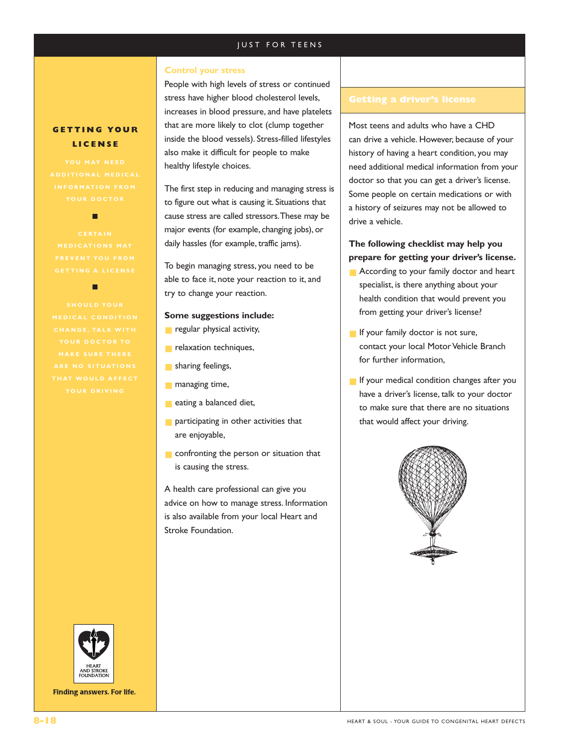## GETTING YOUR LICENSE

YOU MAY NEED ADDITIONAL MEDICAL INFORMATION FROM YOUR DOCTOR

CERTAIN MEDICATIONS MAY PREVENT YOU FROM GETTING A LICENSE

SHOULD YOUR MEDICAL CONDITION CHANGE, TALK WITH YOUR DOCTOR TO MAKE SURE THERE ARE NO SITUATIONS THAT WOULD AFFECT YOUR DRIVING

Finding answers. For life.

### Control your stress

People with high levels of stress or continued stress have higher blood cholesterol levels, increases in blood pressure, and have platelets that are more likely to clot (clump together inside the blood vessels). Stress-filled lifestyles also make it difficult for people to make healthy lifestyle choices.

The first step in reducing and managing stress is to figure out what is causing it. Situations that cause stress are called stressors. These may be major events (for example, changing jobs), or daily hassles (for example, traffic jams).

To begin managing stress, you need to be able to face it, note your reaction to it, and try to change your reaction.

**Some suggestions include:**

- regular physical activity,
- relaxation techniques,
- sharing feelings,
- managing time,
- eating a balanced diet,
- participating in other activities that are enjoyable,
- confronting the person or situation that is causing the stress.

A health care professional can give you advice on how to manage stress. Information is also available from your local Heart and Stroke Foundation.

## Getting a driver's license

Most teens and adults who have a CHD can drive a vehicle. However, because of your history of having a heart condition, you may need additional medical information from your doctor so that you can get a driver's license. Some people on certain medications or with a history of seizures may not be allowed to drive a vehicle.

**The following checklist may help you prepare for getting your driver's license.**

- According to your family doctor and heart specialist, is there anything about your health condition that would prevent you from getting your driver's license?
- If your family doctor is not sure, contact your local Motor Vehicle Branch for further information,
- If your medical condition changes after you have a driver's license, talk to your doctor to make sure that there are no situations that would affect your driving.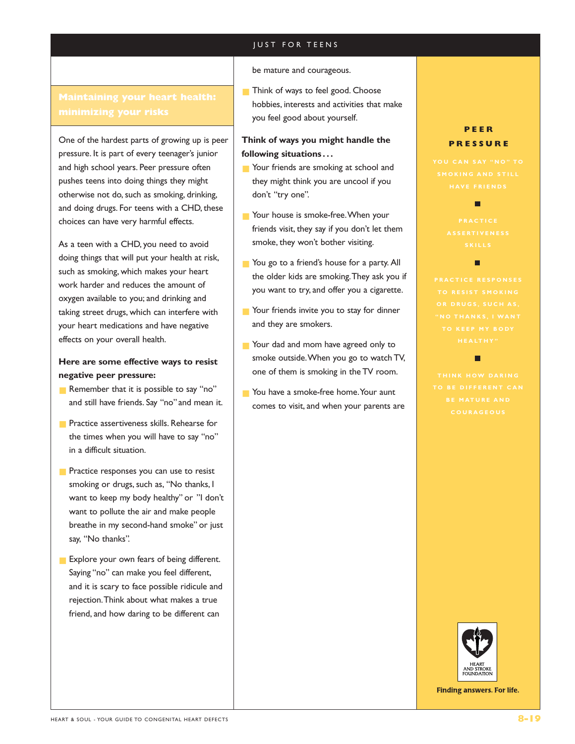## Maintaining your heart health: minimizing your risks

One of the hardest parts of growing up is peer pressure. It is part of every teenager's junior and high school years. Peer pressure often pushes teens into doing things they might otherwise not do, such as smoking, drinking, and doing drugs. For teens with a CHD, these choices can have very harmful effects.

As a teen with a CHD, you need to avoid doing things that will put your health at risk, such as smoking, which makes your heart work harder and reduces the amount of oxygen available to you; and drinking and taking street drugs, which can interfere with your heart medications and have negative effects on your overall health.

**Here are some effective ways to resist negative peer pressure:**

- Remember that it is possible to say "no" and still have friends. Say "no" and mean it.
- Practice assertiveness skills. Rehearse for the times when you will have to say "no" in a difficult situation.
- Practice responses you can use to resist smoking or drugs, such as, "No thanks, I want to keep my body healthy" or "I don't want to pollute the air and make people breathe in my second-hand smoke" or just say, "No thanks".
- Explore your own fears of being different. Saying "no" can make you feel different, and it is scary to face possible ridicule and rejection. Think about what makes a true friend, and how daring to be different can be mature and courageous.
- Think of ways to feel good. Choose hobbies, interests and activities that make you feel good about yourself.

**Think of ways you might handle the following situations…**

- Your friends are smoking at school and they might think you are uncool if you don't "try one".
- Your house is smoke-free. When your friends visit, they say if you don't let them smoke, they won't bother visiting.
- You go to a friend's house for a party. All the older kids are smoking. They ask you if you want to try, and offer you a cigarette.
- Your friends invite you to stay for dinner and they are smokers.
- Your dad and mom have agreed only to smoke outside. When you go to watch TV, one of them is smoking in the TV room.
- You have a smoke-free home. Your aunt comes to visit, and when your parents are

**PEER PRESSURE**

- YOU CAN SAY "NO" TO SMOKING AND STILL HAVE FRIENDS
- PRACTICE ASSERTIVENESS SKILLS
- PRACTICE RESPONSES TO RESIST SMOKING OR DRUGS, SUCH AS, "NO THANKS, I WANT TO KEEP MY BODY HEALTHY"
- THINK HOW DARING TO BE DIFFERENT CAN BE MATURE AND COURAGEOUS

HEART AND STROKE FOUNDATION

**Finding answers. For life.**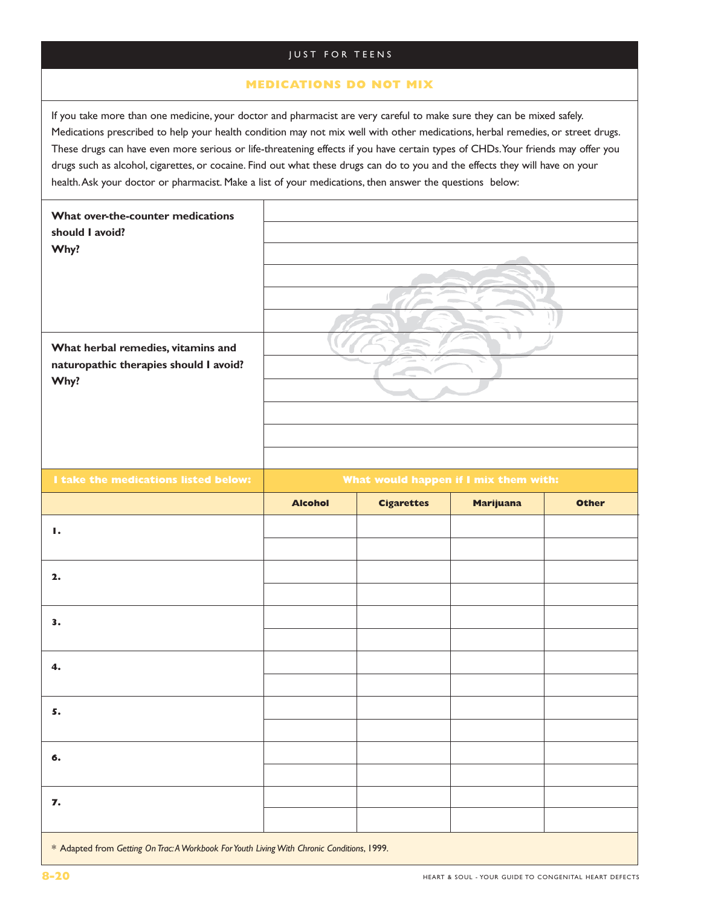JUST FOR TEENS

## MEDICATIONS DO NOT MIX

If you take more than one medicine, your doctor and pharmacist are very careful to make sure they can be mixed safely. Medications prescribed to help your health condition may not mix well with other medications, herbal remedies, or street drugs. These drugs can have even more serious or life-threatening effects if you have certain types of CHDs. Your friends may offer you drugs such as alcohol, cigarettes, or cocaine. Find out what these drugs can do to you and the effects they will have on your health. Ask your doctor or pharmacist. Make a list of your medications, then answer the questions below:

| | |
|---|---|
| **What over-the-counter medications should I avoid? Why?** | |
| **What herbal remedies, vitamins and naturopathic therapies should I avoid? Why?** | |

| I take the medications listed below: | What would happen if I mix them with: | | | |
|---|---|---|---|---|
| | **Alcohol** | **Cigarettes** | **Marijuana** | **Other** |
| **1.** | | | | |
| **2.** | | | | |
| **3.** | | | | |
| **4.** | | | | |
| **5.** | | | | |
| **6.** | | | | |
| **7.** | | | | |

\* Adapted from *Getting On Trac: A Workbook For Youth Living With Chronic Conditions*, 1999.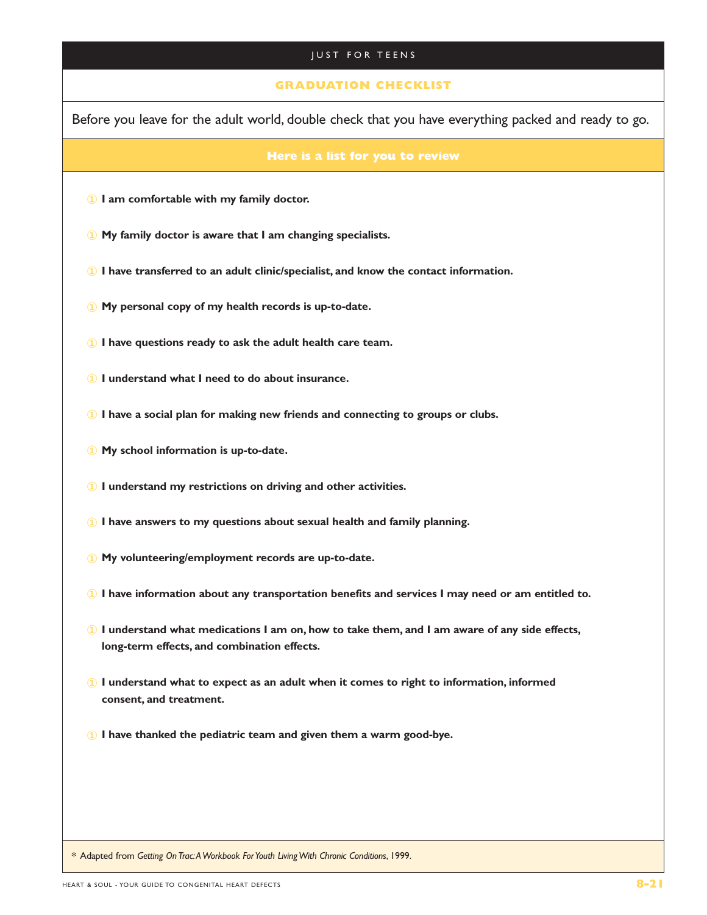JUST FOR TEENS

## GRADUATION CHECKLIST

Before you leave for the adult world, double check that you have everything packed and ready to go.

### Here is a list for you to review

- **I am comfortable with my family doctor.**
- **My family doctor is aware that I am changing specialists.**
- **I have transferred to an adult clinic/specialist, and know the contact information.**
- **My personal copy of my health records is up-to-date.**
- **I have questions ready to ask the adult health care team.**
- **I understand what I need to do about insurance.**
- **I have a social plan for making new friends and connecting to groups or clubs.**
- **My school information is up-to-date.**
- **I understand my restrictions on driving and other activities.**
- **I have answers to my questions about sexual health and family planning.**
- **My volunteering/employment records are up-to-date.**
- **I have information about any transportation benefits and services I may need or am entitled to.**
- **I understand what medications I am on, how to take them, and I am aware of any side effects, long-term effects, and combination effects.**
- **I understand what to expect as an adult when it comes to right to information, informed consent, and treatment.**
- **I have thanked the pediatric team and given them a warm good-bye.**

\* Adapted from *Getting On Trac: A Workbook For Youth Living With Chronic Conditions*, 1999.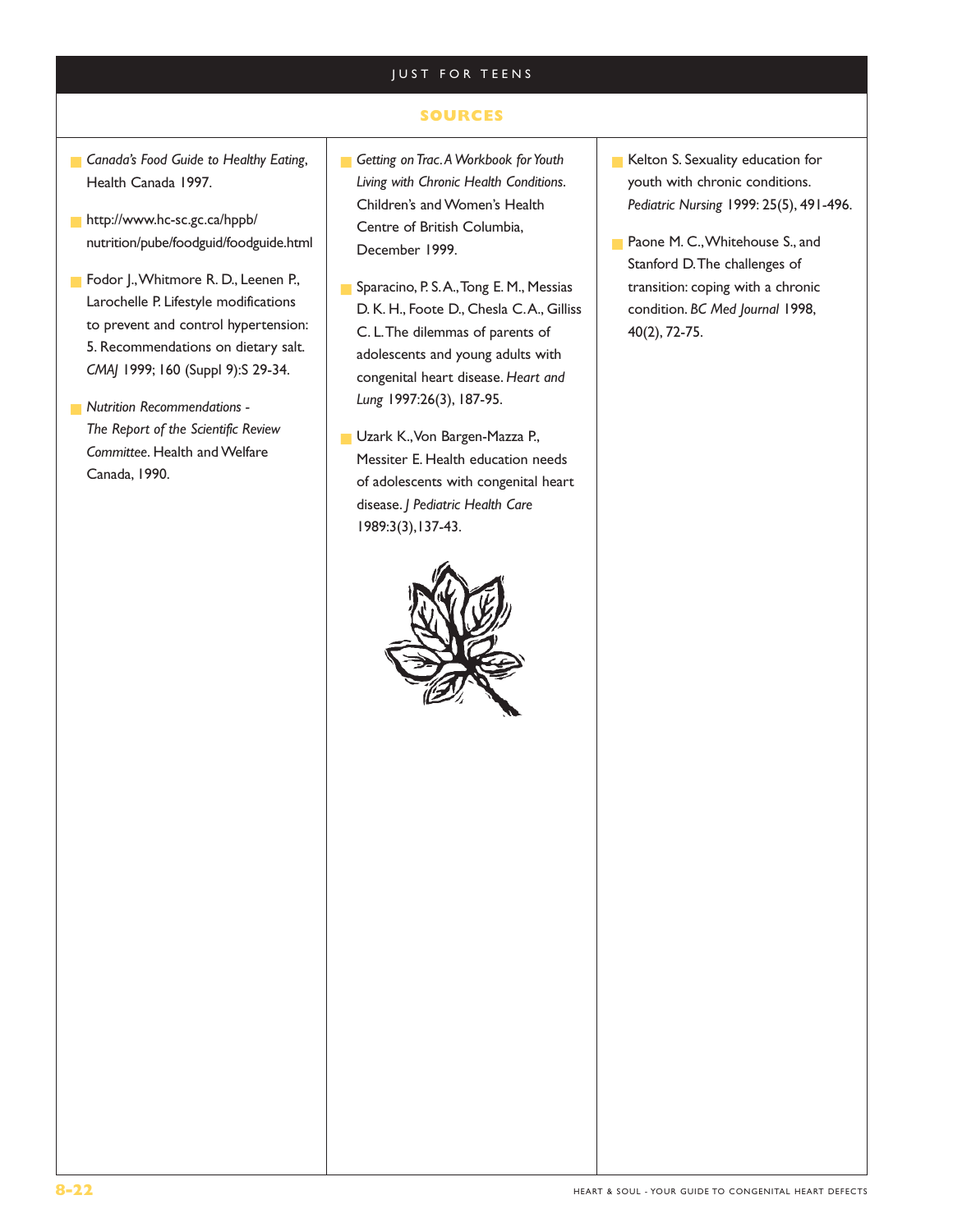## SOURCES

- *Canada's Food Guide to Healthy Eating*, Health Canada 1997.
- http://www.hc-sc.gc.ca/hppb/nutrition/pube/foodguid/foodguide.html
- Fodor J., Whitmore R. D., Leenen P., Larochelle P. Lifestyle modifications to prevent and control hypertension: 5. Recommendations on dietary salt. *CMAJ* 1999; 160 (Suppl 9):S 29-34.
- *Nutrition Recommendations - The Report of the Scientific Review Committee*. Health and Welfare Canada, 1990.
- *Getting on Trac. A Workbook for Youth Living with Chronic Health Conditions*. Children's and Women's Health Centre of British Columbia, December 1999.
- Sparacino, P. S. A., Tong E. M., Messias D. K. H., Foote D., Chesla C. A., Gilliss C. L. The dilemmas of parents of adolescents and young adults with congenital heart disease. *Heart and Lung* 1997:26(3), 187-95.
- Uzark K., Von Bargen-Mazza P., Messiter E. Health education needs of adolescents with congenital heart disease. *J Pediatric Health Care* 1989:3(3),137-43.
- Kelton S. Sexuality education for youth with chronic conditions. *Pediatric Nursing* 1999: 25(5), 491-496.
- Paone M. C., Whitehouse S., and Stanford D. The challenges of transition: coping with a chronic condition. *BC Med Journal* 1998, 40(2), 72-75.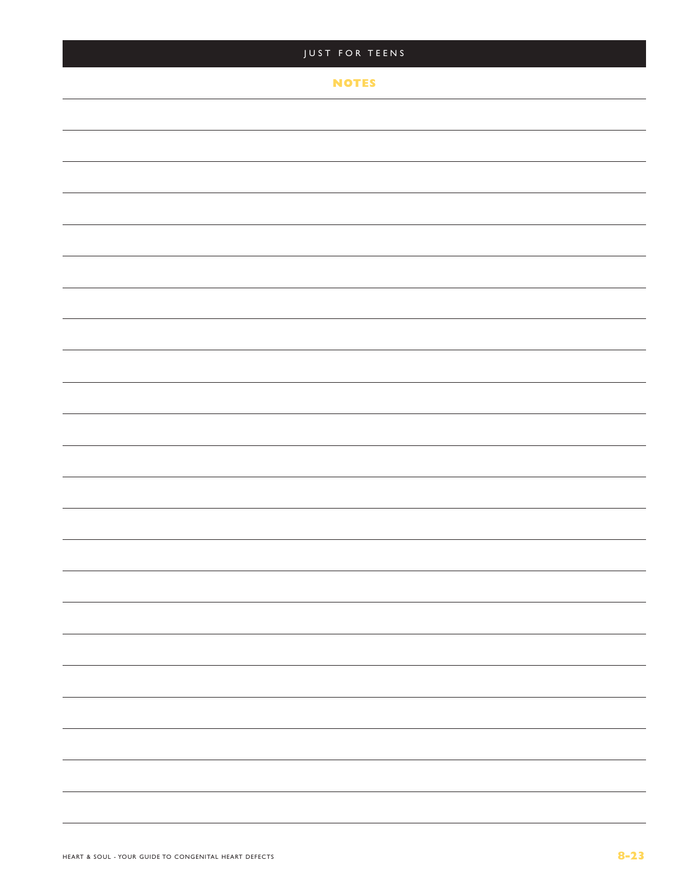## NOTES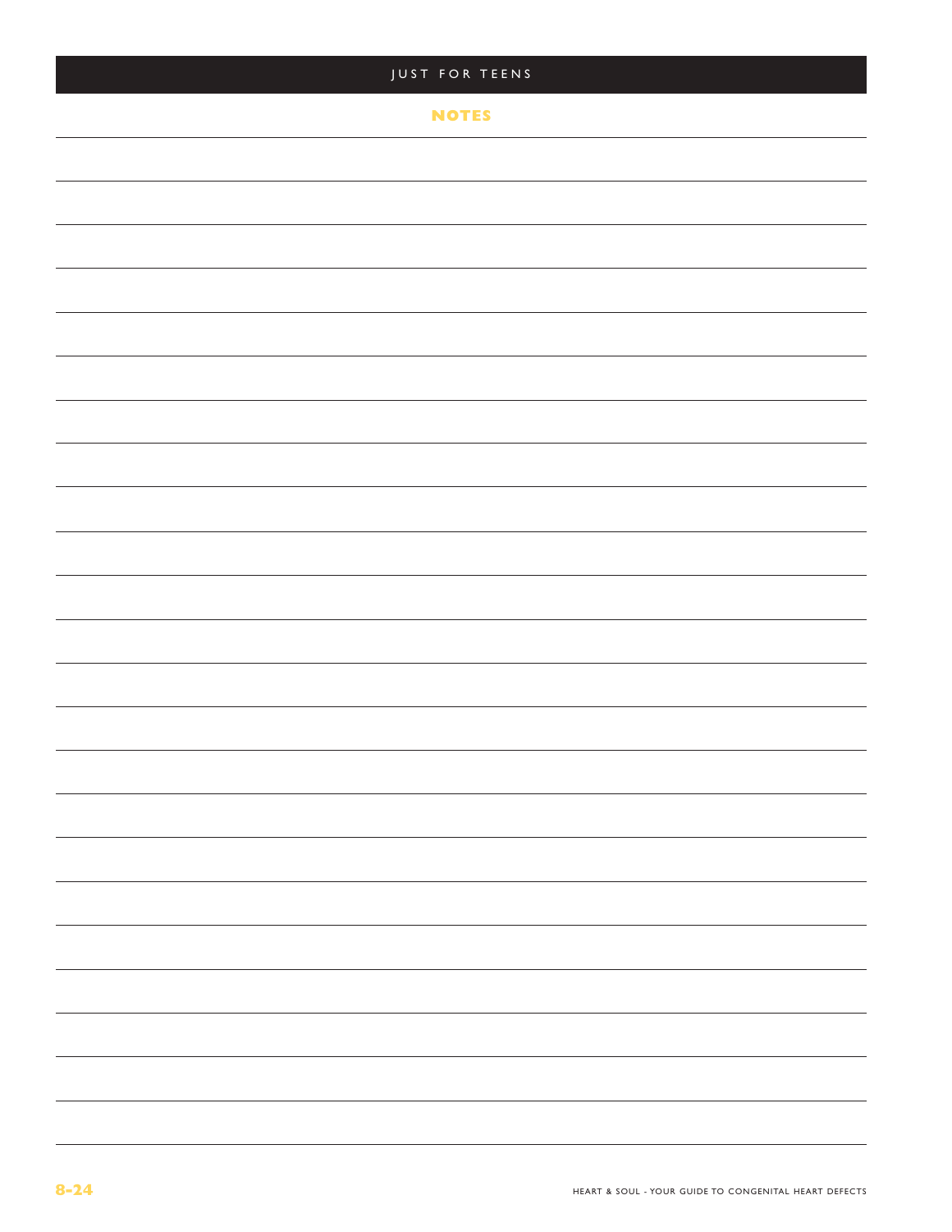## NOTES